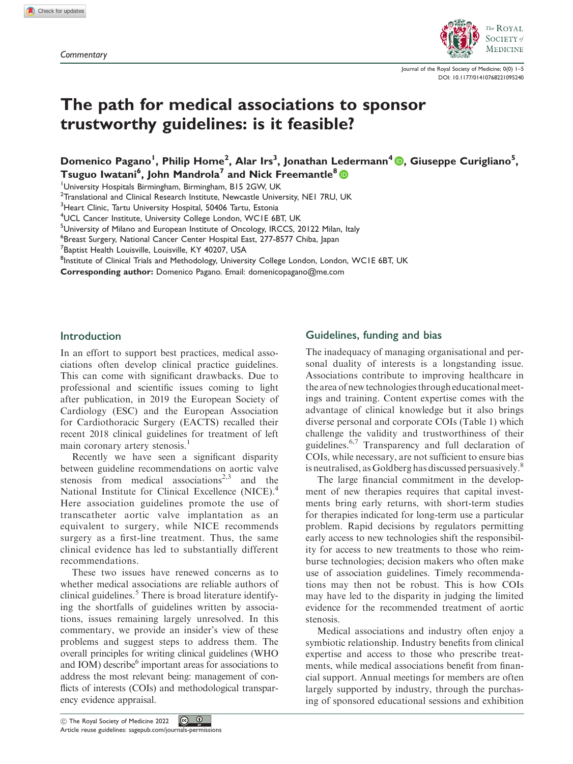*Commentary*

# The path for medical associations to sponsor trustworthy guidelines: is it feasible?

**Domenico Pagano[1], Philip Home[2], Alar Irs[3], Jonathan Ledermann[4], Giuseppe Curigliano[5], Tsuguo Iwatani[6], John Mandrola[7] and Nick Freemantle[8]**

[1]University Hospitals Birmingham, Birmingham, B15 2GW, UK
[2]Translational and Clinical Research Institute, Newcastle University, NE1 7RU, UK
[3]Heart Clinic, Tartu University Hospital, 50406 Tartu, Estonia
[4]UCL Cancer Institute, University College London, WC1E 6BT, UK
[5]University of Milano and European Institute of Oncology, IRCCS, 20122 Milan, Italy
[6]Breast Surgery, National Cancer Center Hospital East, 277-8577 Chiba, Japan
[7]Baptist Health Louisville, Louisville, KY 40207, USA
[8]Institute of Clinical Trials and Methodology, University College London, London, WC1E 6BT, UK

**Corresponding author:** Domenico Pagano. Email: domenicopagano@me.com

## Introduction

In an effort to support best practices, medical associations often develop clinical practice guidelines. This can come with significant drawbacks. Due to professional and scientific issues coming to light after publication, in 2019 the European Society of Cardiology (ESC) and the European Association for Cardiothoracic Surgery (EACTS) recalled their recent 2018 clinical guidelines for treatment of left main coronary artery stenosis.[1]

Recently we have seen a significant disparity between guideline recommendations on aortic valve stenosis from medical associations[2,3] and the National Institute for Clinical Excellence (NICE).[4] Here association guidelines promote the use of transcatheter aortic valve implantation as an equivalent to surgery, while NICE recommends surgery as a first-line treatment. Thus, the same clinical evidence has led to substantially different recommendations.

These two issues have renewed concerns as to whether medical associations are reliable authors of clinical guidelines.[5] There is broad literature identifying the shortfalls of guidelines written by associations, issues remaining largely unresolved. In this commentary, we provide an insider's view of these problems and suggest steps to address them. The overall principles for writing clinical guidelines (WHO and IOM) describe[6] important areas for associations to address the most relevant being: management of conflicts of interests (COIs) and methodological transparency evidence appraisal.

## Guidelines, funding and bias

The inadequacy of managing organisational and personal duality of interests is a longstanding issue. Associations contribute to improving healthcare in the area of new technologies through educational meetings and training. Content expertise comes with the advantage of clinical knowledge but it also brings diverse personal and corporate COIs (Table 1) which challenge the validity and trustworthiness of their guidelines.[6,7] Transparency and full declaration of COIs, while necessary, are not sufficient to ensure bias is neutralised, as Goldberg has discussed persuasively.[8]

The large financial commitment in the development of new therapies requires that capital investments bring early returns, with short-term studies for therapies indicated for long-term use a particular problem. Rapid decisions by regulators permitting early access to new technologies shift the responsibility for access to new treatments to those who reimburse technologies; decision makers who often make use of association guidelines. Timely recommendations may then not be robust. This is how COIs may have led to the disparity in judging the limited evidence for the recommended treatment of aortic stenosis.

Medical associations and industry often enjoy a symbiotic relationship. Industry benefits from clinical expertise and access to those who prescribe treatments, while medical associations benefit from financial support. Annual meetings for members are often largely supported by industry, through the purchasing of sponsored educational sessions and exhibition

© The Royal Society of Medicine 2022
Article reuse guidelines: sagepub.com/journals-permissions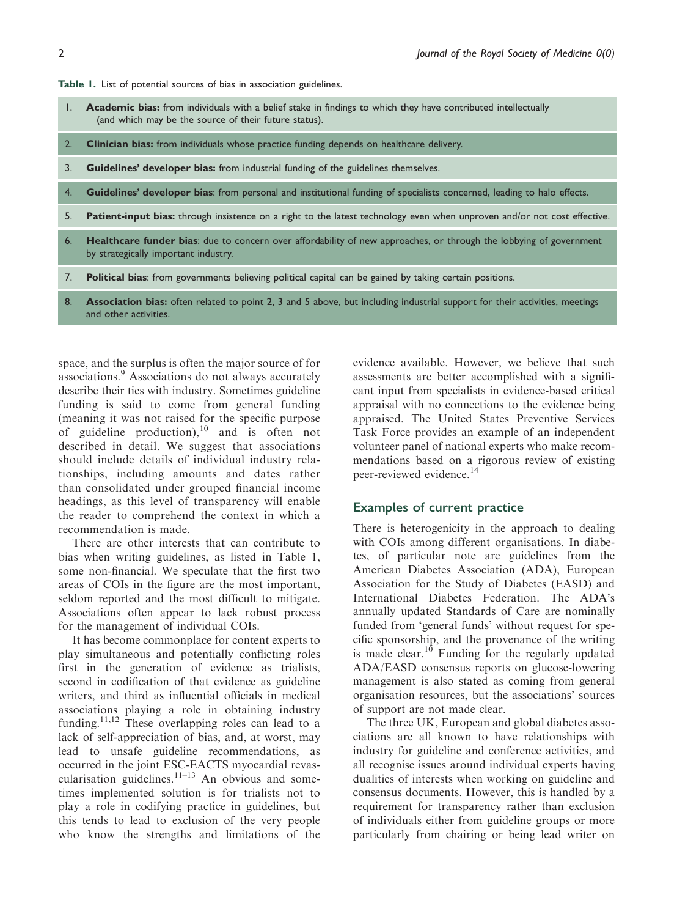Table 1. List of potential sources of bias in association guidelines.

1. **Academic bias:** from individuals with a belief stake in findings to which they have contributed intellectually (and which may be the source of their future status).
2. **Clinician bias:** from individuals whose practice funding depends on healthcare delivery.
3. **Guidelines' developer bias:** from industrial funding of the guidelines themselves.
4. **Guidelines' developer bias**: from personal and institutional funding of specialists concerned, leading to halo effects.
5. **Patient-input bias:** through insistence on a right to the latest technology even when unproven and/or not cost effective.
6. **Healthcare funder bias**: due to concern over affordability of new approaches, or through the lobbying of government by strategically important industry.
7. **Political bias**: from governments believing political capital can be gained by taking certain positions.
8. **Association bias:** often related to point 2, 3 and 5 above, but including industrial support for their activities, meetings and other activities.

space, and the surplus is often the major source of for associations.[9] Associations do not always accurately describe their ties with industry. Sometimes guideline funding is said to come from general funding (meaning it was not raised for the specific purpose of guideline production),[10] and is often not described in detail. We suggest that associations should include details of individual industry relationships, including amounts and dates rather than consolidated under grouped financial income headings, as this level of transparency will enable the reader to comprehend the context in which a recommendation is made.

There are other interests that can contribute to bias when writing guidelines, as listed in Table 1, some non-financial. We speculate that the first two areas of COIs in the figure are the most important, seldom reported and the most difficult to mitigate. Associations often appear to lack robust process for the management of individual COIs.

It has become commonplace for content experts to play simultaneous and potentially conflicting roles first in the generation of evidence as trialists, second in codification of that evidence as guideline writers, and third as influential officials in medical associations playing a role in obtaining industry funding.[11,12] These overlapping roles can lead to a lack of self-appreciation of bias, and, at worst, may lead to unsafe guideline recommendations, as occurred in the joint ESC-EACTS myocardial revascularisation guidelines.[11–13] An obvious and sometimes implemented solution is for trialists not to play a role in codifying practice in guidelines, but this tends to lead to exclusion of the very people who know the strengths and limitations of the evidence available. However, we believe that such assessments are better accomplished with a significant input from specialists in evidence-based critical appraisal with no connections to the evidence being appraised. The United States Preventive Services Task Force provides an example of an independent volunteer panel of national experts who make recommendations based on a rigorous review of existing peer-reviewed evidence.[14]

## Examples of current practice

There is heterogenicity in the approach to dealing with COIs among different organisations. In diabetes, of particular note are guidelines from the American Diabetes Association (ADA), European Association for the Study of Diabetes (EASD) and International Diabetes Federation. The ADA's annually updated Standards of Care are nominally funded from 'general funds' without request for specific sponsorship, and the provenance of the writing is made clear.[10] Funding for the regularly updated ADA/EASD consensus reports on glucose-lowering management is also stated as coming from general organisation resources, but the associations' sources of support are not made clear.

The three UK, European and global diabetes associations are all known to have relationships with industry for guideline and conference activities, and all recognise issues around individual experts having dualities of interests when working on guideline and consensus documents. However, this is handled by a requirement for transparency rather than exclusion of individuals either from guideline groups or more particularly from chairing or being lead writer on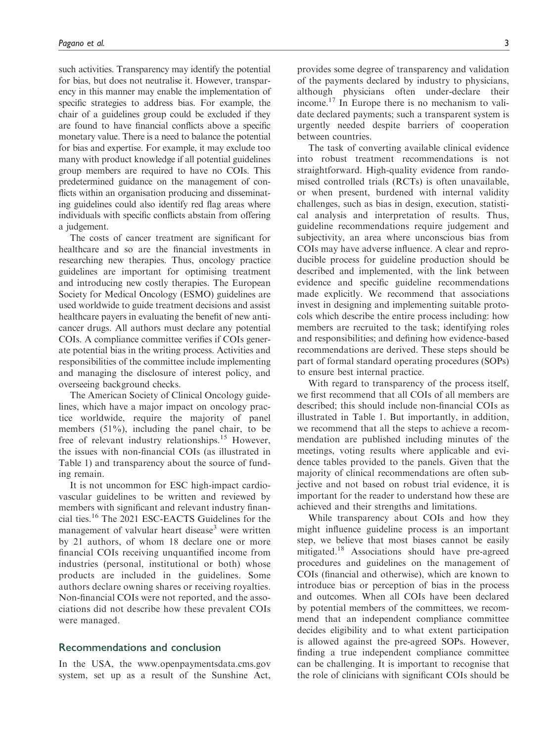such activities. Transparency may identify the potential for bias, but does not neutralise it. However, transparency in this manner may enable the implementation of specific strategies to address bias. For example, the chair of a guidelines group could be excluded if they are found to have financial conflicts above a specific monetary value. There is a need to balance the potential for bias and expertise. For example, it may exclude too many with product knowledge if all potential guidelines group members are required to have no COIs. This predetermined guidance on the management of conflicts within an organisation producing and disseminating guidelines could also identify red flag areas where individuals with specific conflicts abstain from offering a judgement.

The costs of cancer treatment are significant for healthcare and so are the financial investments in researching new therapies. Thus, oncology practice guidelines are important for optimising treatment and introducing new costly therapies. The European Society for Medical Oncology (ESMO) guidelines are used worldwide to guide treatment decisions and assist healthcare payers in evaluating the benefit of new anticancer drugs. All authors must declare any potential COIs. A compliance committee verifies if COIs generate potential bias in the writing process. Activities and responsibilities of the committee include implementing and managing the disclosure of interest policy, and overseeing background checks.

The American Society of Clinical Oncology guidelines, which have a major impact on oncology practice worldwide, require the majority of panel members (51%), including the panel chair, to be free of relevant industry relationships.[15] However, the issues with non-financial COIs (as illustrated in Table 1) and transparency about the source of funding remain.

It is not uncommon for ESC high-impact cardiovascular guidelines to be written and reviewed by members with significant and relevant industry financial ties.[16] The 2021 ESC-EACTS Guidelines for the management of valvular heart disease[3] were written by 21 authors, of whom 18 declare one or more financial COIs receiving unquantified income from industries (personal, institutional or both) whose products are included in the guidelines. Some authors declare owning shares or receiving royalties. Non-financial COIs were not reported, and the associations did not describe how these prevalent COIs were managed.

## Recommendations and conclusion

In the USA, the www.openpaymentsdata.cms.gov system, set up as a result of the Sunshine Act, provides some degree of transparency and validation of the payments declared by industry to physicians, although physicians often under-declare their income.[17] In Europe there is no mechanism to validate declared payments; such a transparent system is urgently needed despite barriers of cooperation between countries.

The task of converting available clinical evidence into robust treatment recommendations is not straightforward. High-quality evidence from randomised controlled trials (RCTs) is often unavailable, or when present, burdened with internal validity challenges, such as bias in design, execution, statistical analysis and interpretation of results. Thus, guideline recommendations require judgement and subjectivity, an area where unconscious bias from COIs may have adverse influence. A clear and reproducible process for guideline production should be described and implemented, with the link between evidence and specific guideline recommendations made explicitly. We recommend that associations invest in designing and implementing suitable protocols which describe the entire process including: how members are recruited to the task; identifying roles and responsibilities; and defining how evidence-based recommendations are derived. These steps should be part of formal standard operating procedures (SOPs) to ensure best internal practice.

With regard to transparency of the process itself, we first recommend that all COIs of all members are described; this should include non-financial COIs as illustrated in Table 1. But importantly, in addition, we recommend that all the steps to achieve a recommendation are published including minutes of the meetings, voting results where applicable and evidence tables provided to the panels. Given that the majority of clinical recommendations are often subjective and not based on robust trial evidence, it is important for the reader to understand how these are achieved and their strengths and limitations.

While transparency about COIs and how they might influence guideline process is an important step, we believe that most biases cannot be easily mitigated.[18] Associations should have pre-agreed procedures and guidelines on the management of COIs (financial and otherwise), which are known to introduce bias or perception of bias in the process and outcomes. When all COIs have been declared by potential members of the committees, we recommend that an independent compliance committee decides eligibility and to what extent participation is allowed against the pre-agreed SOPs. However, finding a true independent compliance committee can be challenging. It is important to recognise that the role of clinicians with significant COIs should be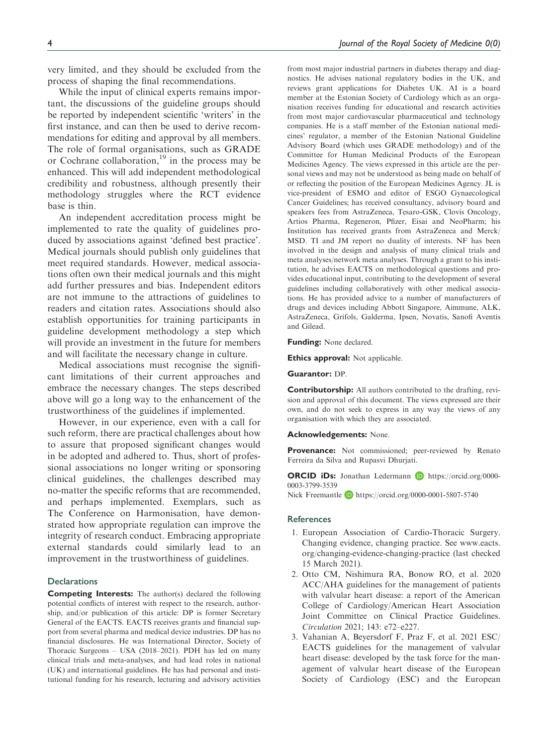very limited, and they should be excluded from the process of shaping the final recommendations.

While the input of clinical experts remains important, the discussions of the guideline groups should be reported by independent scientific 'writers' in the first instance, and can then be used to derive recommendations for editing and approval by all members. The role of formal organisations, such as GRADE or Cochrane collaboration,[19] in the process may be enhanced. This will add independent methodological credibility and robustness, although presently their methodology struggles where the RCT evidence base is thin.

An independent accreditation process might be implemented to rate the quality of guidelines produced by associations against 'defined best practice'. Medical journals should publish only guidelines that meet required standards. However, medical associations often own their medical journals and this might add further pressures and bias. Independent editors are not immune to the attractions of guidelines to readers and citation rates. Associations should also establish opportunities for training participants in guideline development methodology a step which will provide an investment in the future for members and will facilitate the necessary change in culture.

Medical associations must recognise the significant limitations of their current approaches and embrace the necessary changes. The steps described above will go a long way to the enhancement of the trustworthiness of the guidelines if implemented.

However, in our experience, even with a call for such reform, there are practical challenges about how to assure that proposed significant changes would in be adopted and adhered to. Thus, short of professional associations no longer writing or sponsoring clinical guidelines, the challenges described may no-matter the specific reforms that are recommended, and perhaps implemented. Exemplars, such as The Conference on Harmonisation, have demonstrated how appropriate regulation can improve the integrity of research conduct. Embracing appropriate external standards could similarly lead to an improvement in the trustworthiness of guidelines.

## Declarations

**Competing Interests:** The author(s) declared the following potential conflicts of interest with respect to the research, authorship, and/or publication of this article: DP is former Secretary General of the EACTS. EACTS receives grants and financial support from several pharma and medical device industries. DP has no financial disclosures. He was International Director, Society of Thoracic Surgeons – USA (2018–2021). PDH has led on many clinical trials and meta-analyses, and had lead roles in national (UK) and international guidelines. He has had personal and institutional funding for his research, lecturing and advisory activities from most major industrial partners in diabetes therapy and diagnostics. He advises national regulatory bodies in the UK, and reviews grant applications for Diabetes UK. AI is a board member at the Estonian Society of Cardiology which as an organisation receives funding for educational and research activities from most major cardiovascular pharmaceutical and technology companies. He is a staff member of the Estonian national medicines' regulator, a member of the Estonian National Guideline Advisory Board (which uses GRADE methodology) and of the Committee for Human Medicinal Products of the European Medicines Agency. The views expressed in this article are the personal views and may not be understood as being made on behalf of or reflecting the position of the European Medicines Agency. JL is vice-president of ESMO and editor of ESGO Gynaecological Cancer Guidelines; has received consultancy, advisory board and speakers fees from AstraZeneca, Tesaro-GSK, Clovis Oncology, Artios Pharma, Regeneron, Pfizer, Eisai and NeoPharm; his Institution has received grants from AstraZeneca and Merck/MSD. TI and JM report no duality of interests. NF has been involved in the design and analysis of many clinical trials and meta analyses/network meta analyses. Through a grant to his institution, he advises EACTS on methodological questions and provides educational input, contributing to the development of several guidelines including collaboratively with other medical associations. He has provided advice to a number of manufacturers of drugs and devices including Abbott Singapore, Aimmune, ALK, AstraZeneca, Grifols, Galderma, Ipsen, Novatis, Sanofi Aventis and Gilead.

**Funding:** None declared.

**Ethics approval:** Not applicable.

**Guarantor:** DP.

**Contributorship:** All authors contributed to the drafting, revision and approval of this document. The views expressed are their own, and do not seek to express in any way the views of any organisation with which they are associated.

**Acknowledgements:** None.

**Provenance:** Not commissioned; peer-reviewed by Renato Ferreira da Silva and Rupasvi Dhurjati.

**ORCID iDs:** Jonathan Ledermann https://orcid.org/0000-0003-3799-3539
Nick Freemantle https://orcid.org/0000-0001-5807-5740

## References

1. European Association of Cardio-Thoracic Surgery. Changing evidence, changing practice. See www.eacts.org/changing-evidence-changing-practice (last checked 15 March 2021).
2. Otto CM, Nishimura RA, Bonow RO, et al. 2020 ACC/AHA guidelines for the management of patients with valvular heart disease: a report of the American College of Cardiology/American Heart Association Joint Committee on Clinical Practice Guidelines. *Circulation* 2021; 143: e72–e227.
3. Vahanian A, Beyersdorf F, Praz F, et al. 2021 ESC/EACTS guidelines for the management of valvular heart disease: developed by the task force for the management of valvular heart disease of the European Society of Cardiology (ESC) and the European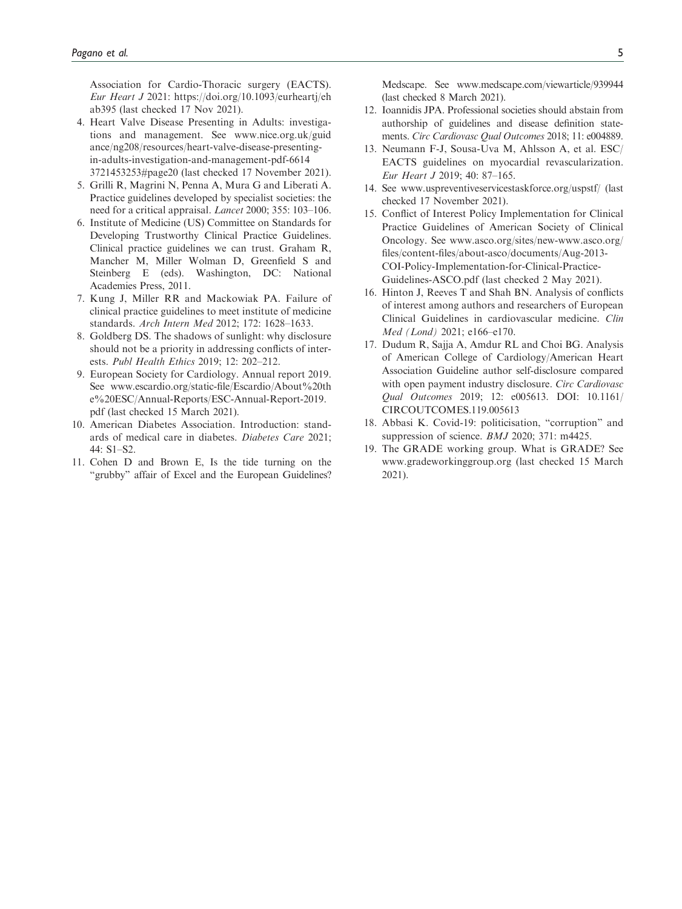Association for Cardio-Thoracic surgery (EACTS). *Eur Heart J* 2021: https://doi.org/10.1093/eurheartj/ehab395 (last checked 17 Nov 2021).

4. Heart Valve Disease Presenting in Adults: investigations and management. See www.nice.org.uk/guidance/ng208/resources/heart-valve-disease-presenting-in-adults-investigation-and-management-pdf-66143721453253#page20 (last checked 17 November 2021).
5. Grilli R, Magrini N, Penna A, Mura G and Liberati A. Practice guidelines developed by specialist societies: the need for a critical appraisal. *Lancet* 2000; 355: 103–106.
6. Institute of Medicine (US) Committee on Standards for Developing Trustworthy Clinical Practice Guidelines. Clinical practice guidelines we can trust. Graham R, Mancher M, Miller Wolman D, Greenfield S and Steinberg E (eds). Washington, DC: National Academies Press, 2011.
7. Kung J, Miller RR and Mackowiak PA. Failure of clinical practice guidelines to meet institute of medicine standards. *Arch Intern Med* 2012; 172: 1628–1633.
8. Goldberg DS. The shadows of sunlight: why disclosure should not be a priority in addressing conflicts of interests. *Publ Health Ethics* 2019; 12: 202–212.
9. European Society for Cardiology. Annual report 2019. See www.escardio.org/static-file/Escardio/About%20the%20ESC/Annual-Reports/ESC-Annual-Report-2019.pdf (last checked 15 March 2021).
10. American Diabetes Association. Introduction: standards of medical care in diabetes. *Diabetes Care* 2021; 44: S1–S2.
11. Cohen D and Brown E, Is the tide turning on the "grubby" affair of Excel and the European Guidelines? Medscape. See www.medscape.com/viewarticle/939944 (last checked 8 March 2021).
12. Ioannidis JPA. Professional societies should abstain from authorship of guidelines and disease definition statements. *Circ Cardiovasc Qual Outcomes* 2018; 11: e004889.
13. Neumann F-J, Sousa-Uva M, Ahlsson A, et al. ESC/EACTS guidelines on myocardial revascularization. *Eur Heart J* 2019; 40: 87–165.
14. See www.uspreventiveservicestaskforce.org/uspstf/ (last checked 17 November 2021).
15. Conflict of Interest Policy Implementation for Clinical Practice Guidelines of American Society of Clinical Oncology. See www.asco.org/sites/new-www.asco.org/files/content-files/about-asco/documents/Aug-2013-COI-Policy-Implementation-for-Clinical-Practice-Guidelines-ASCO.pdf (last checked 2 May 2021).
16. Hinton J, Reeves T and Shah BN. Analysis of conflicts of interest among authors and researchers of European Clinical Guidelines in cardiovascular medicine. *Clin Med (Lond)* 2021; e166–e170.
17. Dudum R, Sajja A, Amdur RL and Choi BG. Analysis of American College of Cardiology/American Heart Association Guideline author self-disclosure compared with open payment industry disclosure. *Circ Cardiovasc Qual Outcomes* 2019; 12: e005613. DOI: 10.1161/CIRCOUTCOMES.119.005613
18. Abbasi K. Covid-19: politicisation, "corruption" and suppression of science. *BMJ* 2020; 371: m4425.
19. The GRADE working group. What is GRADE? See www.gradeworkinggroup.org (last checked 15 March 2021).